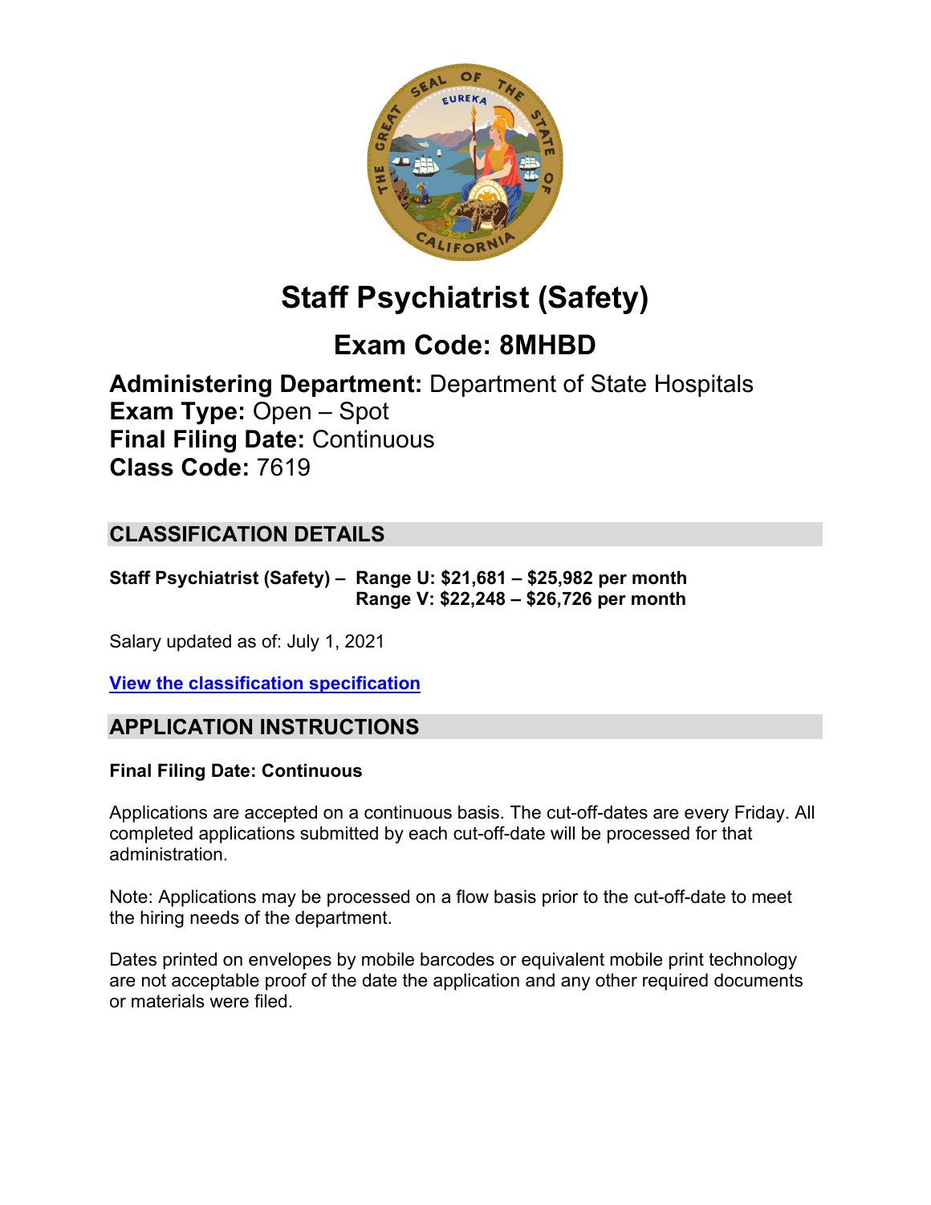# Staff Psychiatrist (Safety)

## Exam Code: 8MHBD

**Administering Department:** Department of State Hospitals
**Exam Type:** Open – Spot
**Final Filing Date:** Continuous
**Class Code:** 7619

## CLASSIFICATION DETAILS

**Staff Psychiatrist (Safety) – Range U: $21,681 – $25,982 per month**
**Range V: $22,248 – $26,726 per month**

Salary updated as of: July 1, 2021

**[View the classification specification]**

## APPLICATION INSTRUCTIONS

**Final Filing Date: Continuous**

Applications are accepted on a continuous basis. The cut-off-dates are every Friday. All completed applications submitted by each cut-off-date will be processed for that administration.

Note: Applications may be processed on a flow basis prior to the cut-off-date to meet the hiring needs of the department.

Dates printed on envelopes by mobile barcodes or equivalent mobile print technology are not acceptable proof of the date the application and any other required documents or materials were filed.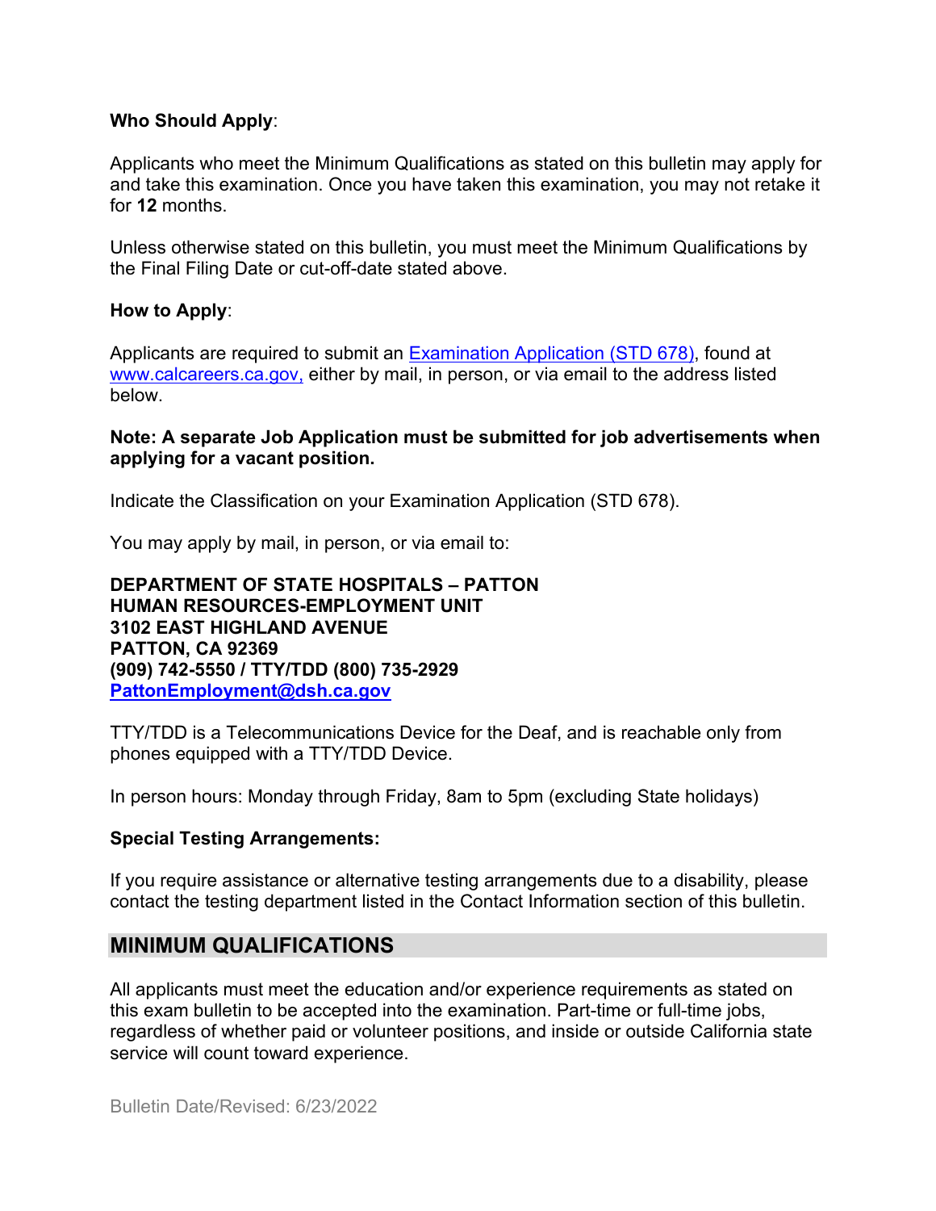**Who Should Apply**:

Applicants who meet the Minimum Qualifications as stated on this bulletin may apply for and take this examination. Once you have taken this examination, you may not retake it for **12** months.

Unless otherwise stated on this bulletin, you must meet the Minimum Qualifications by the Final Filing Date or cut-off-date stated above.

**How to Apply**:

Applicants are required to submit an [Examination Application (STD 678)](), found at [www.calcareers.ca.gov,]() either by mail, in person, or via email to the address listed below.

**Note: A separate Job Application must be submitted for job advertisements when applying for a vacant position.**

Indicate the Classification on your Examination Application (STD 678).

You may apply by mail, in person, or via email to:

**DEPARTMENT OF STATE HOSPITALS – PATTON**
**HUMAN RESOURCES-EMPLOYMENT UNIT**
**3102 EAST HIGHLAND AVENUE**
**PATTON, CA 92369**
**(909) 742-5550 / TTY/TDD (800) 735-2929**
**[PattonEmployment@dsh.ca.gov]()**

TTY/TDD is a Telecommunications Device for the Deaf, and is reachable only from phones equipped with a TTY/TDD Device.

In person hours: Monday through Friday, 8am to 5pm (excluding State holidays)

**Special Testing Arrangements:**

If you require assistance or alternative testing arrangements due to a disability, please contact the testing department listed in the Contact Information section of this bulletin.

## MINIMUM QUALIFICATIONS

All applicants must meet the education and/or experience requirements as stated on this exam bulletin to be accepted into the examination. Part-time or full-time jobs, regardless of whether paid or volunteer positions, and inside or outside California state service will count toward experience.

Bulletin Date/Revised: 6/23/2022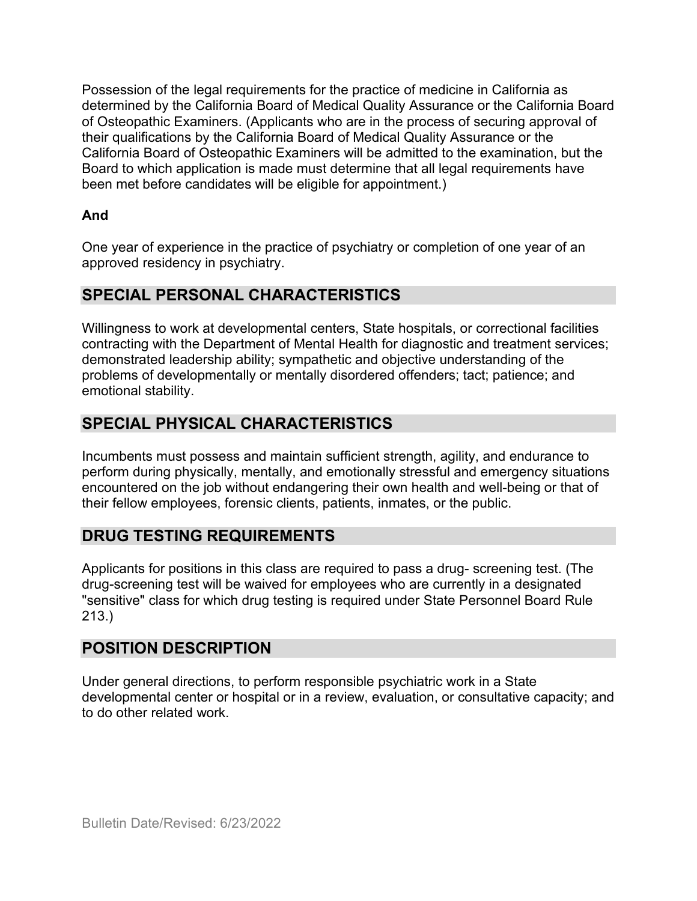Possession of the legal requirements for the practice of medicine in California as determined by the California Board of Medical Quality Assurance or the California Board of Osteopathic Examiners. (Applicants who are in the process of securing approval of their qualifications by the California Board of Medical Quality Assurance or the California Board of Osteopathic Examiners will be admitted to the examination, but the Board to which application is made must determine that all legal requirements have been met before candidates will be eligible for appointment.)

**And**

One year of experience in the practice of psychiatry or completion of one year of an approved residency in psychiatry.

## SPECIAL PERSONAL CHARACTERISTICS

Willingness to work at developmental centers, State hospitals, or correctional facilities contracting with the Department of Mental Health for diagnostic and treatment services; demonstrated leadership ability; sympathetic and objective understanding of the problems of developmentally or mentally disordered offenders; tact; patience; and emotional stability.

## SPECIAL PHYSICAL CHARACTERISTICS

Incumbents must possess and maintain sufficient strength, agility, and endurance to perform during physically, mentally, and emotionally stressful and emergency situations encountered on the job without endangering their own health and well-being or that of their fellow employees, forensic clients, patients, inmates, or the public.

## DRUG TESTING REQUIREMENTS

Applicants for positions in this class are required to pass a drug- screening test. (The drug-screening test will be waived for employees who are currently in a designated "sensitive" class for which drug testing is required under State Personnel Board Rule 213.)

## POSITION DESCRIPTION

Under general directions, to perform responsible psychiatric work in a State developmental center or hospital or in a review, evaluation, or consultative capacity; and to do other related work.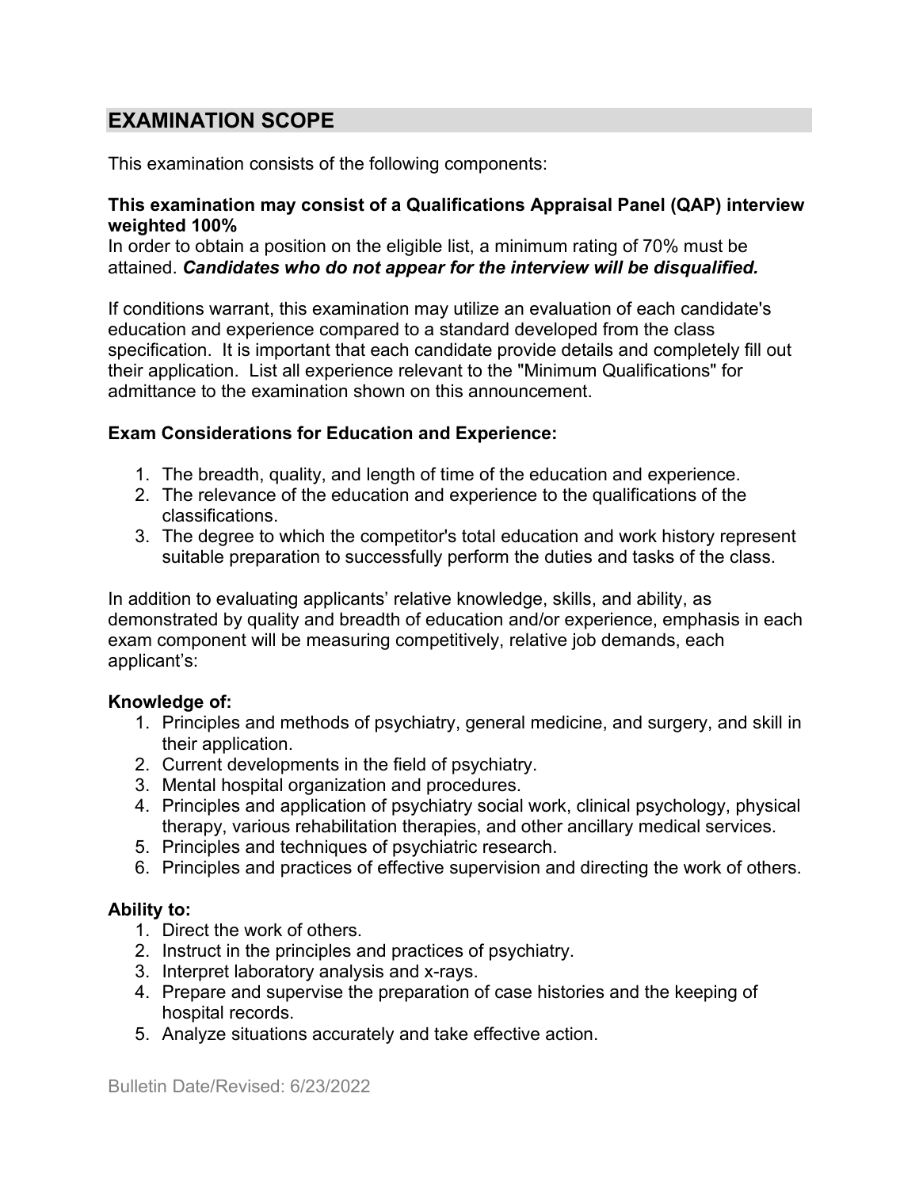## EXAMINATION SCOPE

This examination consists of the following components:

**This examination may consist of a Qualifications Appraisal Panel (QAP) interview weighted 100%**
In order to obtain a position on the eligible list, a minimum rating of 70% must be attained. ***Candidates who do not appear for the interview will be disqualified.***

If conditions warrant, this examination may utilize an evaluation of each candidate's education and experience compared to a standard developed from the class specification. It is important that each candidate provide details and completely fill out their application. List all experience relevant to the "Minimum Qualifications" for admittance to the examination shown on this announcement.

**Exam Considerations for Education and Experience:**

1. The breadth, quality, and length of time of the education and experience.
2. The relevance of the education and experience to the qualifications of the classifications.
3. The degree to which the competitor's total education and work history represent suitable preparation to successfully perform the duties and tasks of the class.

In addition to evaluating applicants' relative knowledge, skills, and ability, as demonstrated by quality and breadth of education and/or experience, emphasis in each exam component will be measuring competitively, relative job demands, each applicant's:

**Knowledge of:**

1. Principles and methods of psychiatry, general medicine, and surgery, and skill in their application.
2. Current developments in the field of psychiatry.
3. Mental hospital organization and procedures.
4. Principles and application of psychiatry social work, clinical psychology, physical therapy, various rehabilitation therapies, and other ancillary medical services.
5. Principles and techniques of psychiatric research.
6. Principles and practices of effective supervision and directing the work of others.

**Ability to:**

1. Direct the work of others.
2. Instruct in the principles and practices of psychiatry.
3. Interpret laboratory analysis and x-rays.
4. Prepare and supervise the preparation of case histories and the keeping of hospital records.
5. Analyze situations accurately and take effective action.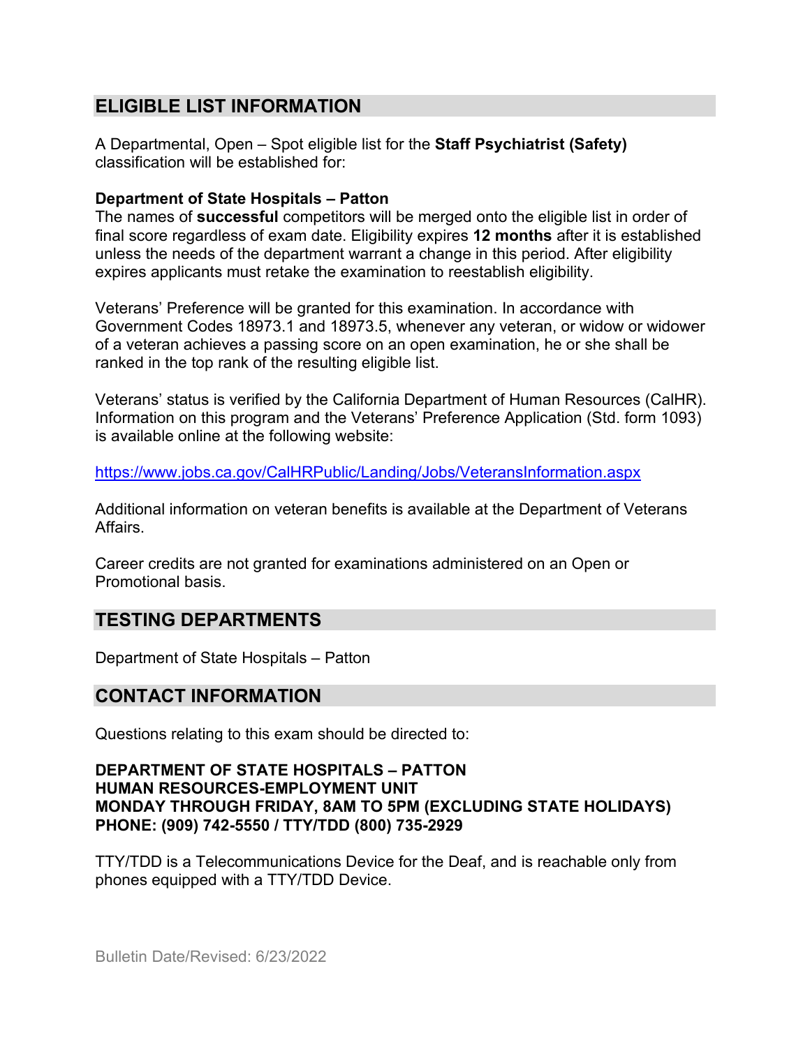## ELIGIBLE LIST INFORMATION

A Departmental, Open – Spot eligible list for the **Staff Psychiatrist (Safety)** classification will be established for:

**Department of State Hospitals – Patton**
The names of **successful** competitors will be merged onto the eligible list in order of final score regardless of exam date. Eligibility expires **12 months** after it is established unless the needs of the department warrant a change in this period. After eligibility expires applicants must retake the examination to reestablish eligibility.

Veterans' Preference will be granted for this examination. In accordance with Government Codes 18973.1 and 18973.5, whenever any veteran, or widow or widower of a veteran achieves a passing score on an open examination, he or she shall be ranked in the top rank of the resulting eligible list.

Veterans' status is verified by the California Department of Human Resources (CalHR). Information on this program and the Veterans' Preference Application (Std. form 1093) is available online at the following website:

https://www.jobs.ca.gov/CalHRPublic/Landing/Jobs/VeteransInformation.aspx

Additional information on veteran benefits is available at the Department of Veterans Affairs.

Career credits are not granted for examinations administered on an Open or Promotional basis.

## TESTING DEPARTMENTS

Department of State Hospitals – Patton

## CONTACT INFORMATION

Questions relating to this exam should be directed to:

**DEPARTMENT OF STATE HOSPITALS – PATTON**
**HUMAN RESOURCES-EMPLOYMENT UNIT**
**MONDAY THROUGH FRIDAY, 8AM TO 5PM (EXCLUDING STATE HOLIDAYS)**
**PHONE: (909) 742-5550 / TTY/TDD (800) 735-2929**

TTY/TDD is a Telecommunications Device for the Deaf, and is reachable only from phones equipped with a TTY/TDD Device.

Bulletin Date/Revised: 6/23/2022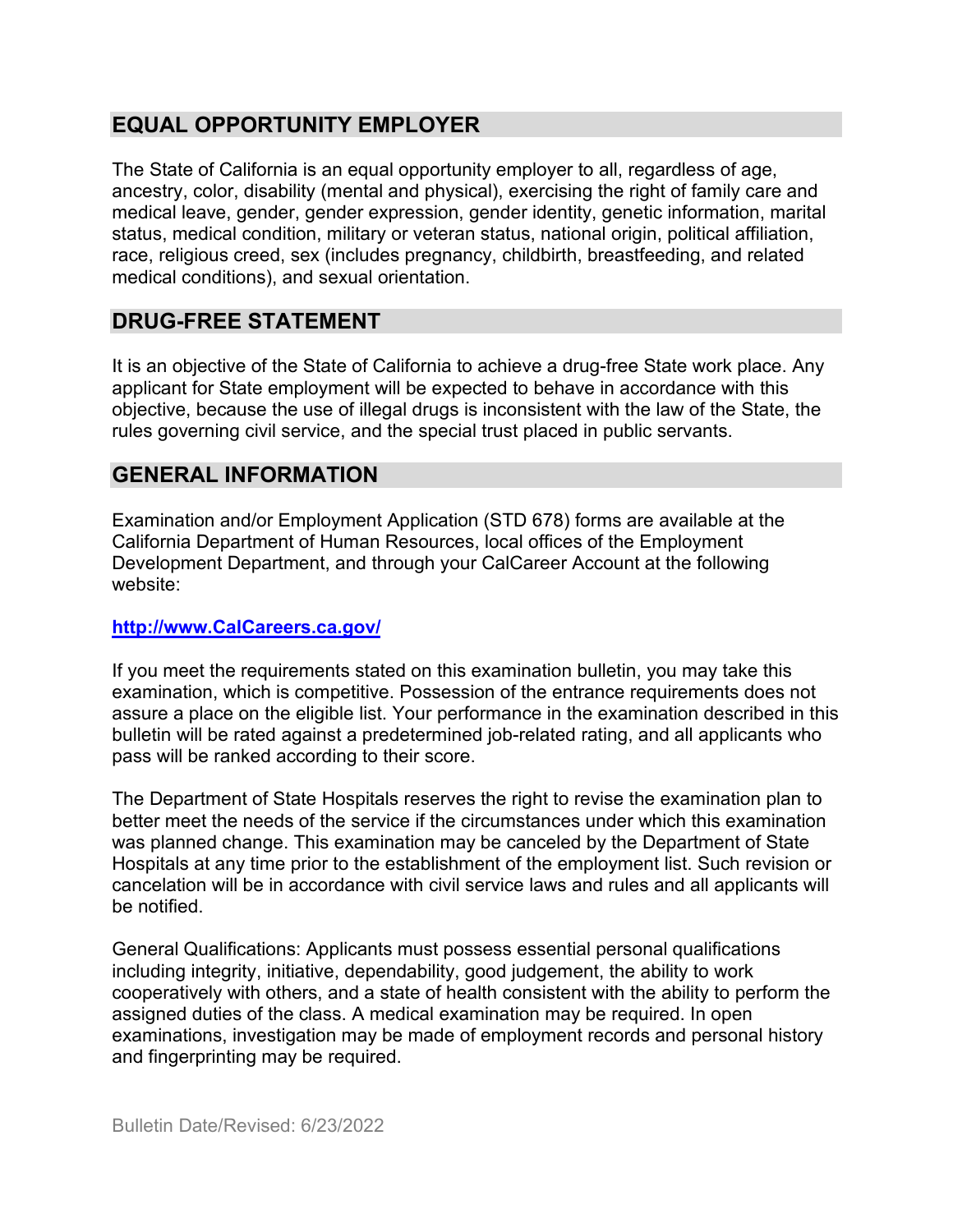## EQUAL OPPORTUNITY EMPLOYER

The State of California is an equal opportunity employer to all, regardless of age, ancestry, color, disability (mental and physical), exercising the right of family care and medical leave, gender, gender expression, gender identity, genetic information, marital status, medical condition, military or veteran status, national origin, political affiliation, race, religious creed, sex (includes pregnancy, childbirth, breastfeeding, and related medical conditions), and sexual orientation.

## DRUG-FREE STATEMENT

It is an objective of the State of California to achieve a drug-free State work place. Any applicant for State employment will be expected to behave in accordance with this objective, because the use of illegal drugs is inconsistent with the law of the State, the rules governing civil service, and the special trust placed in public servants.

## GENERAL INFORMATION

Examination and/or Employment Application (STD 678) forms are available at the California Department of Human Resources, local offices of the Employment Development Department, and through your CalCareer Account at the following website:

**http://www.CalCareers.ca.gov/**

If you meet the requirements stated on this examination bulletin, you may take this examination, which is competitive. Possession of the entrance requirements does not assure a place on the eligible list. Your performance in the examination described in this bulletin will be rated against a predetermined job-related rating, and all applicants who pass will be ranked according to their score.

The Department of State Hospitals reserves the right to revise the examination plan to better meet the needs of the service if the circumstances under which this examination was planned change. This examination may be canceled by the Department of State Hospitals at any time prior to the establishment of the employment list. Such revision or cancelation will be in accordance with civil service laws and rules and all applicants will be notified.

General Qualifications: Applicants must possess essential personal qualifications including integrity, initiative, dependability, good judgement, the ability to work cooperatively with others, and a state of health consistent with the ability to perform the assigned duties of the class. A medical examination may be required. In open examinations, investigation may be made of employment records and personal history and fingerprinting may be required.

Bulletin Date/Revised: 6/23/2022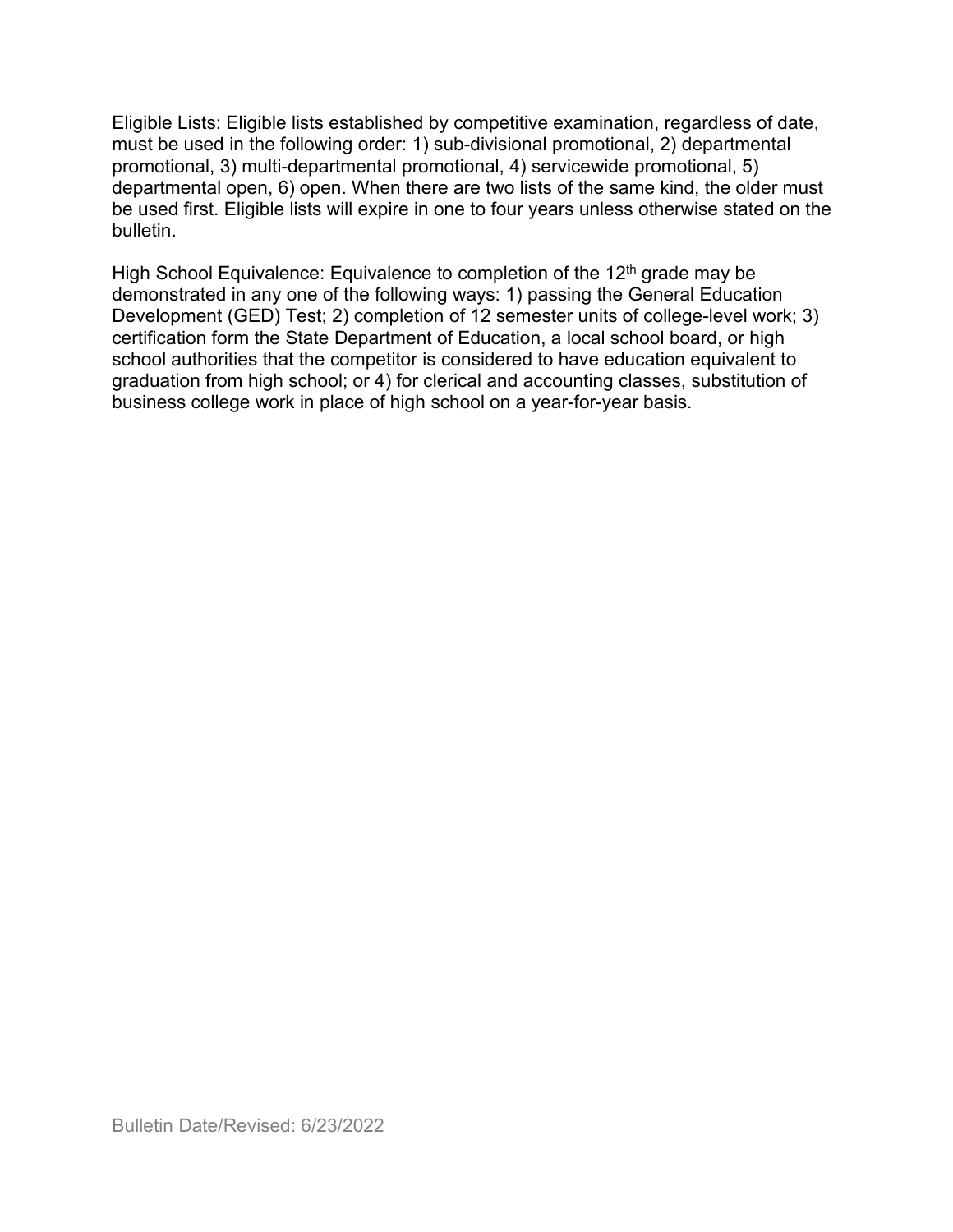Eligible Lists: Eligible lists established by competitive examination, regardless of date, must be used in the following order: 1) sub-divisional promotional, 2) departmental promotional, 3) multi-departmental promotional, 4) servicewide promotional, 5) departmental open, 6) open. When there are two lists of the same kind, the older must be used first. Eligible lists will expire in one to four years unless otherwise stated on the bulletin.

High School Equivalence: Equivalence to completion of the 12th grade may be demonstrated in any one of the following ways: 1) passing the General Education Development (GED) Test; 2) completion of 12 semester units of college-level work; 3) certification form the State Department of Education, a local school board, or high school authorities that the competitor is considered to have education equivalent to graduation from high school; or 4) for clerical and accounting classes, substitution of business college work in place of high school on a year-for-year basis.